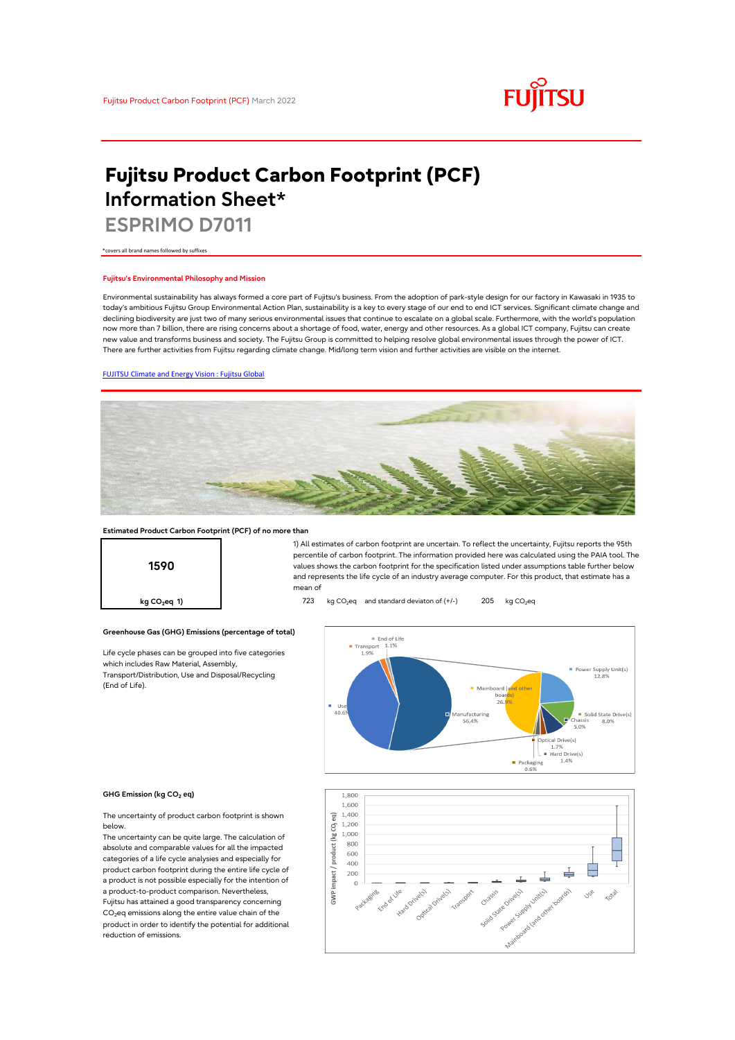Fujitsu Product Carbon Footprint (PCF) March 2022

# Fujitsu Product Carbon Footprint (PCF) Information Sheet*

## ESPRIMO D7011

*covers all brand names followed by suffixes

### Fujitsu's Environmental Philosophy and Mission

Environmental sustainability has always formed a core part of Fujitsu's business. From the adoption of park-style design for our factory in Kawasaki in 1935 to today's ambitious Fujitsu Group Environmental Action Plan, sustainability is a key to every stage of our end to end ICT services. Significant climate change and declining biodiversity are just two of many serious environmental issues that continue to escalate on a global scale. Furthermore, with the world's population now more than 7 billion, there are rising concerns about a shortage of food, water, energy and other resources. As a global ICT company, Fujitsu can create new value and transforms business and society. The Fujitsu Group is committed to helping resolve global environmental issues through the power of ICT. There are further activities from Fujitsu regarding climate change. Mid/long term vision and further activities are visible on the internet.

[FUJITSU Climate and Energy Vision : Fujitsu Global]

### Estimated Product Carbon Footprint (PCF) of no more than

**1590**

kg $CO_2$eq 1)

1) All estimates of carbon footprint are uncertain. To reflect the uncertainty, Fujitsu reports the 95th percentile of carbon footprint. The information provided here was calculated using the PAIA tool. The values shows the carbon footprint for the specification listed under assumptions table further below and represents the life cycle of an industry average computer. For this product, that estimate has a mean of

723 kg $CO_2$eq and standard deviaton of (+/-) 205 kg $CO_2$eq

### Greenhouse Gas (GHG) Emissions (percentage of total)

Life cycle phases can be grouped into five categories which includes Raw Material, Assembly, Transport/Distribution, Use and Disposal/Recycling (End of Life).

| Phase | Share |
|---|---|
| Use | 40.6% |
| Manufacturing | 56.4% |
| Transport | 1.9% |
| End of Life | 1.1% |

| Manufacturing component | Share |
|---|---|
| Mainboard (and other boards) | 26.9% |
| Power Supply Unit(s) | 12.8% |
| Solid State Drive(s) | 8.0% |
| Chassis | 5.0% |
| Optical Drive(s) | 1.7% |
| Hard Drive(s) | 1.4% |
| Packaging | 0.6% |

### GHG Emission (kg $CO_2$ eq)

The uncertainty of product carbon footprint is shown below.

The uncertainty can be quite large. The calculation of absolute and comparable values for all the impacted categories of a life cycle analysies and especially for product carbon footprint during the entire life cycle of a product is not possible especially for the intention of a product-to-product comparison. Nevertheless, Fujitsu has attained a good transparency concerning $CO_2$eq emissions along the entire value chain of the product in order to identify the potential for additional reduction of emissions.

GWP impact / product (kg $CO_2$ eq) — box plot categories: Packaging, End of Life, Hard Drive(s), Optical Drive(s), Transport, Chassis, Solid State Drive(s), Power Supply Unit(s), Mainboard (and other boards), Use, Total (axis 0 to 1,800).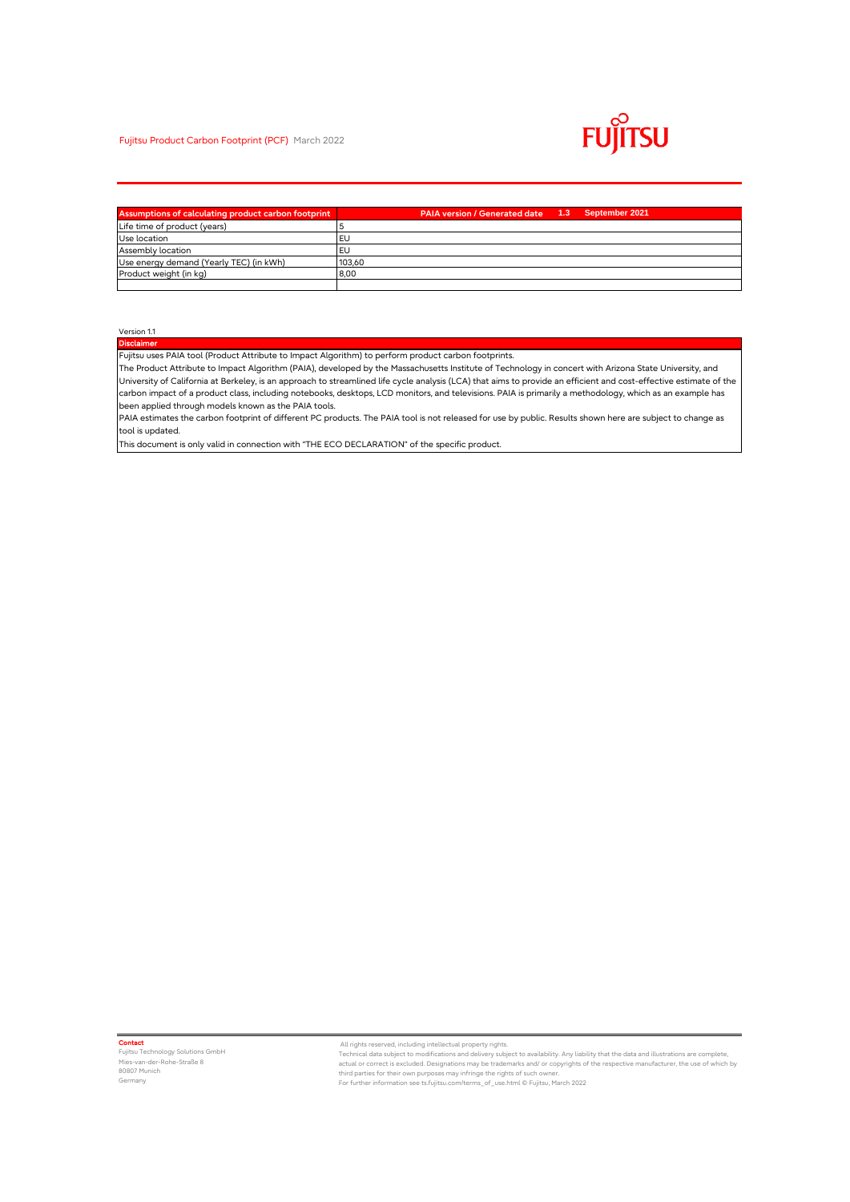Fujitsu Product Carbon Footprint (PCF) March 2022

| Assumptions of calculating product carbon footprint | PAIA version / Generated date 1.3 September 2021 |
| --- | --- |
| Life time of product (years) | 5 |
| Use location | EU |
| Assembly location | EU |
| Use energy demand (Yearly TEC) (in kWh) | 103,60 |
| Product weight (in kg) | 8,00 |
| | |

Version 1.1

**Disclaimer**

Fujitsu uses PAIA tool (Product Attribute to Impact Algorithm) to perform product carbon footprints.

The Product Attribute to Impact Algorithm (PAIA), developed by the Massachusetts Institute of Technology in concert with Arizona State University, and University of California at Berkeley, is an approach to streamlined life cycle analysis (LCA) that aims to provide an efficient and cost-effective estimate of the carbon impact of a product class, including notebooks, desktops, LCD monitors, and televisions. PAIA is primarily a methodology, which as an example has been applied through models known as the PAIA tools.

PAIA estimates the carbon footprint of different PC products. The PAIA tool is not released for use by public. Results shown here are subject to change as tool is updated.

This document is only valid in connection with "THE ECO DECLARATION" of the specific product.

**Contact**
Fujitsu Technology Solutions GmbH
Mies-van-der-Rohe-Straße 8
80807 Munich
Germany

All rights reserved, including intellectual property rights.
Technical data subject to modifications and delivery subject to availability. Any liability that the data and illustrations are complete, actual or correct is excluded. Designations may be trademarks and/ or copyrights of the respective manufacturer, the use of which by third parties for their own purposes may infringe the rights of such owner.
For further information see ts.fujitsu.com/terms_of_use.html © Fujitsu, March 2022